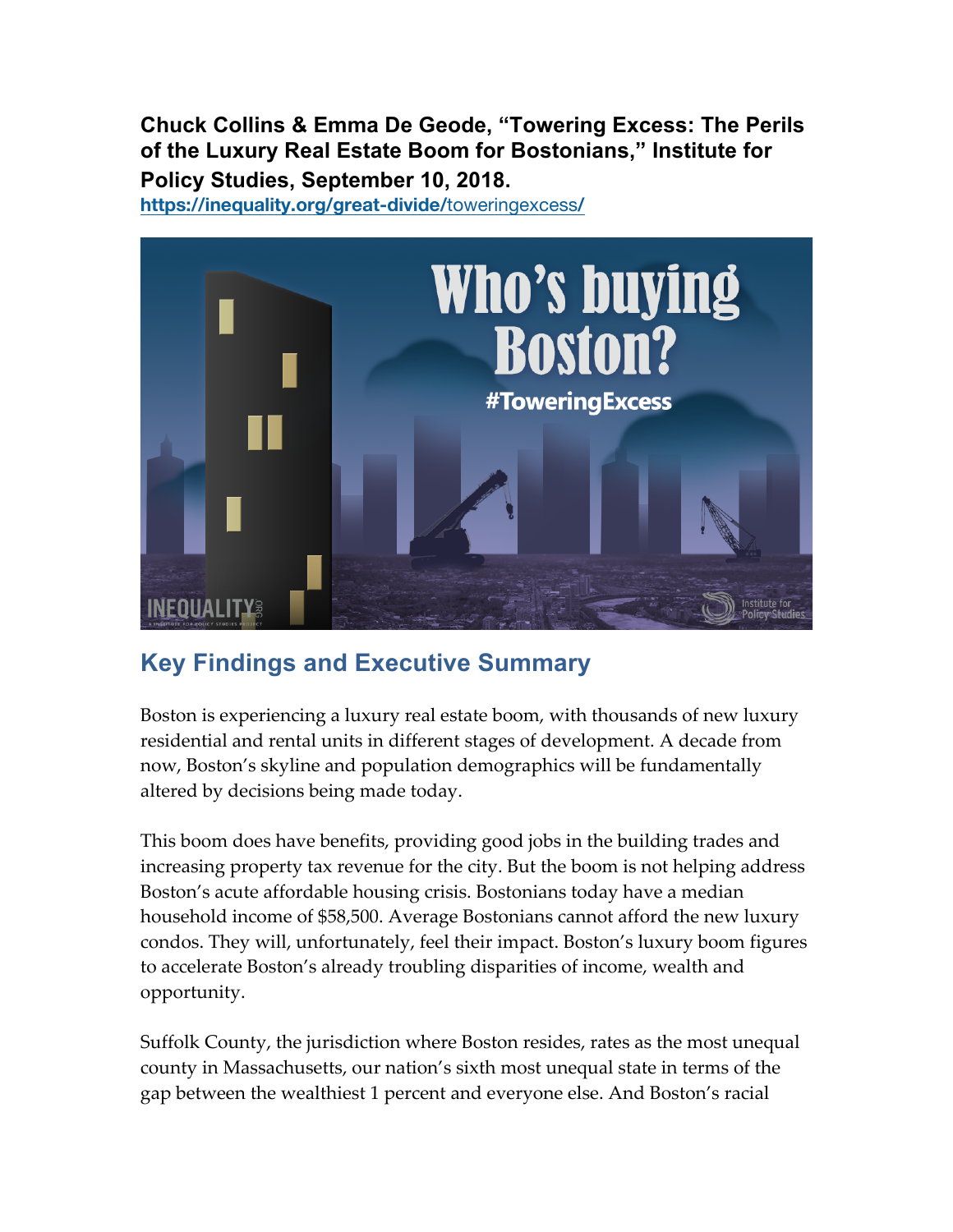**Chuck Collins & Emma De Geode, "Towering Excess: The Perils of the Luxury Real Estate Boom for Bostonians," Institute for Policy Studies, September 10, 2018.**
https://inequality.org/great-divide/toweringexcess/

## Key Findings and Executive Summary

Boston is experiencing a luxury real estate boom, with thousands of new luxury residential and rental units in different stages of development. A decade from now, Boston's skyline and population demographics will be fundamentally altered by decisions being made today.

This boom does have benefits, providing good jobs in the building trades and increasing property tax revenue for the city. But the boom is not helping address Boston's acute affordable housing crisis. Bostonians today have a median household income of $58,500. Average Bostonians cannot afford the new luxury condos. They will, unfortunately, feel their impact. Boston's luxury boom figures to accelerate Boston's already troubling disparities of income, wealth and opportunity.

Suffolk County, the jurisdiction where Boston resides, rates as the most unequal county in Massachusetts, our nation's sixth most unequal state in terms of the gap between the wealthiest 1 percent and everyone else. And Boston's racial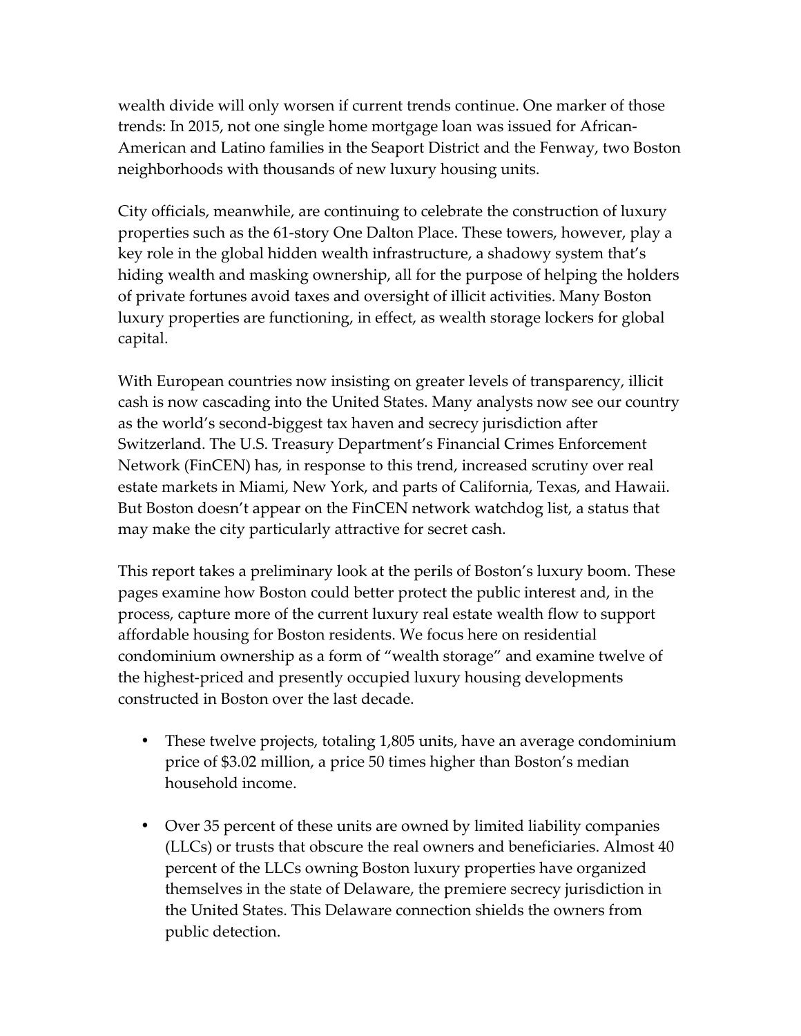wealth divide will only worsen if current trends continue. One marker of those trends: In 2015, not one single home mortgage loan was issued for African-American and Latino families in the Seaport District and the Fenway, two Boston neighborhoods with thousands of new luxury housing units.

City officials, meanwhile, are continuing to celebrate the construction of luxury properties such as the 61-story One Dalton Place. These towers, however, play a key role in the global hidden wealth infrastructure, a shadowy system that's hiding wealth and masking ownership, all for the purpose of helping the holders of private fortunes avoid taxes and oversight of illicit activities. Many Boston luxury properties are functioning, in effect, as wealth storage lockers for global capital.

With European countries now insisting on greater levels of transparency, illicit cash is now cascading into the United States. Many analysts now see our country as the world's second-biggest tax haven and secrecy jurisdiction after Switzerland. The U.S. Treasury Department's Financial Crimes Enforcement Network (FinCEN) has, in response to this trend, increased scrutiny over real estate markets in Miami, New York, and parts of California, Texas, and Hawaii. But Boston doesn't appear on the FinCEN network watchdog list, a status that may make the city particularly attractive for secret cash.

This report takes a preliminary look at the perils of Boston's luxury boom. These pages examine how Boston could better protect the public interest and, in the process, capture more of the current luxury real estate wealth flow to support affordable housing for Boston residents. We focus here on residential condominium ownership as a form of "wealth storage" and examine twelve of the highest-priced and presently occupied luxury housing developments constructed in Boston over the last decade.

- These twelve projects, totaling 1,805 units, have an average condominium price of $3.02 million, a price 50 times higher than Boston's median household income.

- Over 35 percent of these units are owned by limited liability companies (LLCs) or trusts that obscure the real owners and beneficiaries. Almost 40 percent of the LLCs owning Boston luxury properties have organized themselves in the state of Delaware, the premiere secrecy jurisdiction in the United States. This Delaware connection shields the owners from public detection.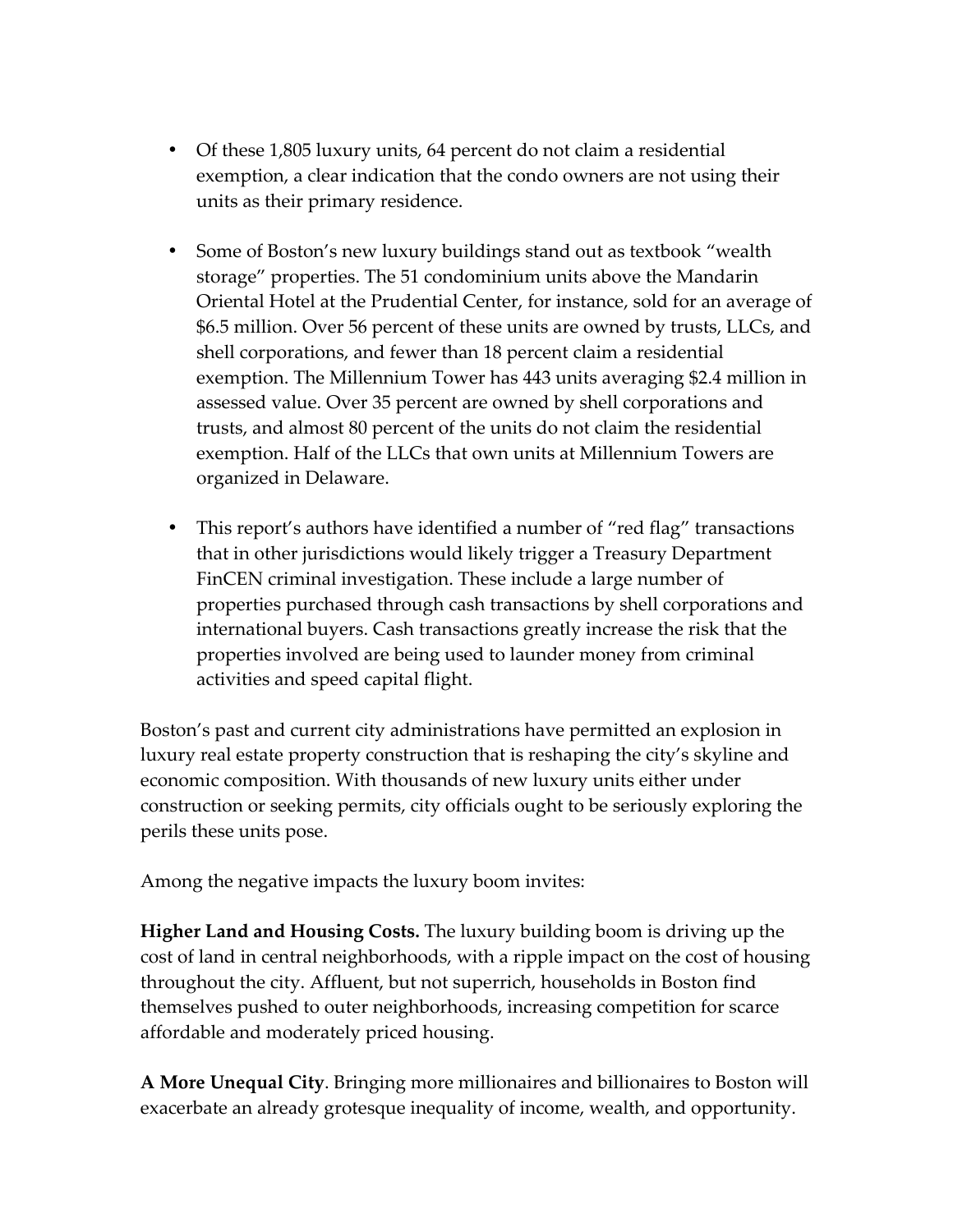- Of these 1,805 luxury units, 64 percent do not claim a residential exemption, a clear indication that the condo owners are not using their units as their primary residence.

- Some of Boston's new luxury buildings stand out as textbook "wealth storage" properties. The 51 condominium units above the Mandarin Oriental Hotel at the Prudential Center, for instance, sold for an average of $6.5 million. Over 56 percent of these units are owned by trusts, LLCs, and shell corporations, and fewer than 18 percent claim a residential exemption. The Millennium Tower has 443 units averaging $2.4 million in assessed value. Over 35 percent are owned by shell corporations and trusts, and almost 80 percent of the units do not claim the residential exemption. Half of the LLCs that own units at Millennium Towers are organized in Delaware.

- This report's authors have identified a number of "red flag" transactions that in other jurisdictions would likely trigger a Treasury Department FinCEN criminal investigation. These include a large number of properties purchased through cash transactions by shell corporations and international buyers. Cash transactions greatly increase the risk that the properties involved are being used to launder money from criminal activities and speed capital flight.

Boston's past and current city administrations have permitted an explosion in luxury real estate property construction that is reshaping the city's skyline and economic composition. With thousands of new luxury units either under construction or seeking permits, city officials ought to be seriously exploring the perils these units pose.

Among the negative impacts the luxury boom invites:

**Higher Land and Housing Costs.** The luxury building boom is driving up the cost of land in central neighborhoods, with a ripple impact on the cost of housing throughout the city. Affluent, but not superrich, households in Boston find themselves pushed to outer neighborhoods, increasing competition for scarce affordable and moderately priced housing.

**A More Unequal City**. Bringing more millionaires and billionaires to Boston will exacerbate an already grotesque inequality of income, wealth, and opportunity.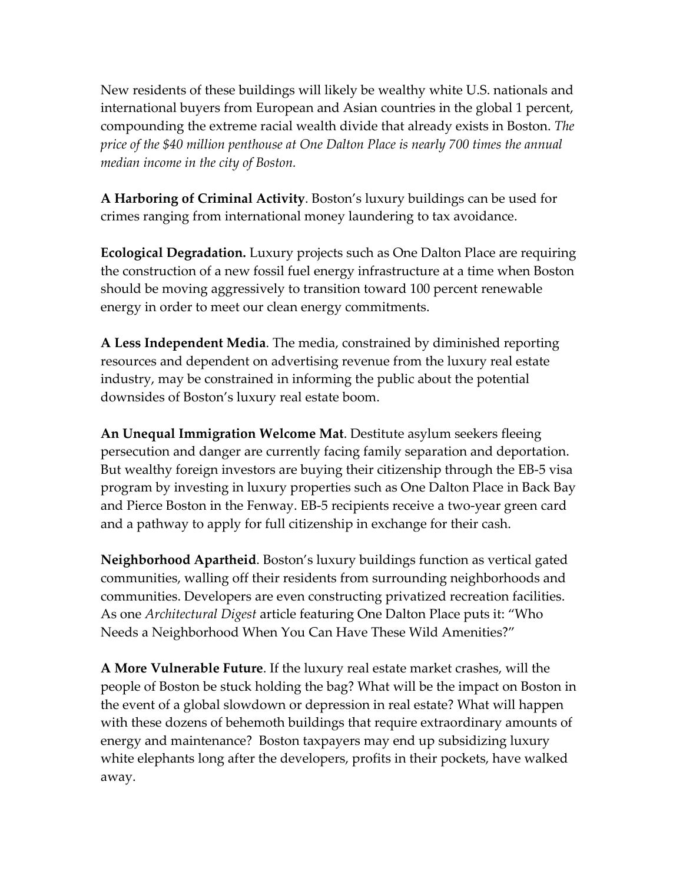New residents of these buildings will likely be wealthy white U.S. nationals and international buyers from European and Asian countries in the global 1 percent, compounding the extreme racial wealth divide that already exists in Boston. *The price of the $40 million penthouse at One Dalton Place is nearly 700 times the annual median income in the city of Boston.*

**A Harboring of Criminal Activity**. Boston's luxury buildings can be used for crimes ranging from international money laundering to tax avoidance.

**Ecological Degradation.** Luxury projects such as One Dalton Place are requiring the construction of a new fossil fuel energy infrastructure at a time when Boston should be moving aggressively to transition toward 100 percent renewable energy in order to meet our clean energy commitments.

**A Less Independent Media**. The media, constrained by diminished reporting resources and dependent on advertising revenue from the luxury real estate industry, may be constrained in informing the public about the potential downsides of Boston's luxury real estate boom.

**An Unequal Immigration Welcome Mat**. Destitute asylum seekers fleeing persecution and danger are currently facing family separation and deportation. But wealthy foreign investors are buying their citizenship through the EB-5 visa program by investing in luxury properties such as One Dalton Place in Back Bay and Pierce Boston in the Fenway. EB-5 recipients receive a two-year green card and a pathway to apply for full citizenship in exchange for their cash.

**Neighborhood Apartheid**. Boston's luxury buildings function as vertical gated communities, walling off their residents from surrounding neighborhoods and communities. Developers are even constructing privatized recreation facilities. As one *Architectural Digest* article featuring One Dalton Place puts it: "Who Needs a Neighborhood When You Can Have These Wild Amenities?"

**A More Vulnerable Future**. If the luxury real estate market crashes, will the people of Boston be stuck holding the bag? What will be the impact on Boston in the event of a global slowdown or depression in real estate? What will happen with these dozens of behemoth buildings that require extraordinary amounts of energy and maintenance? Boston taxpayers may end up subsidizing luxury white elephants long after the developers, profits in their pockets, have walked away.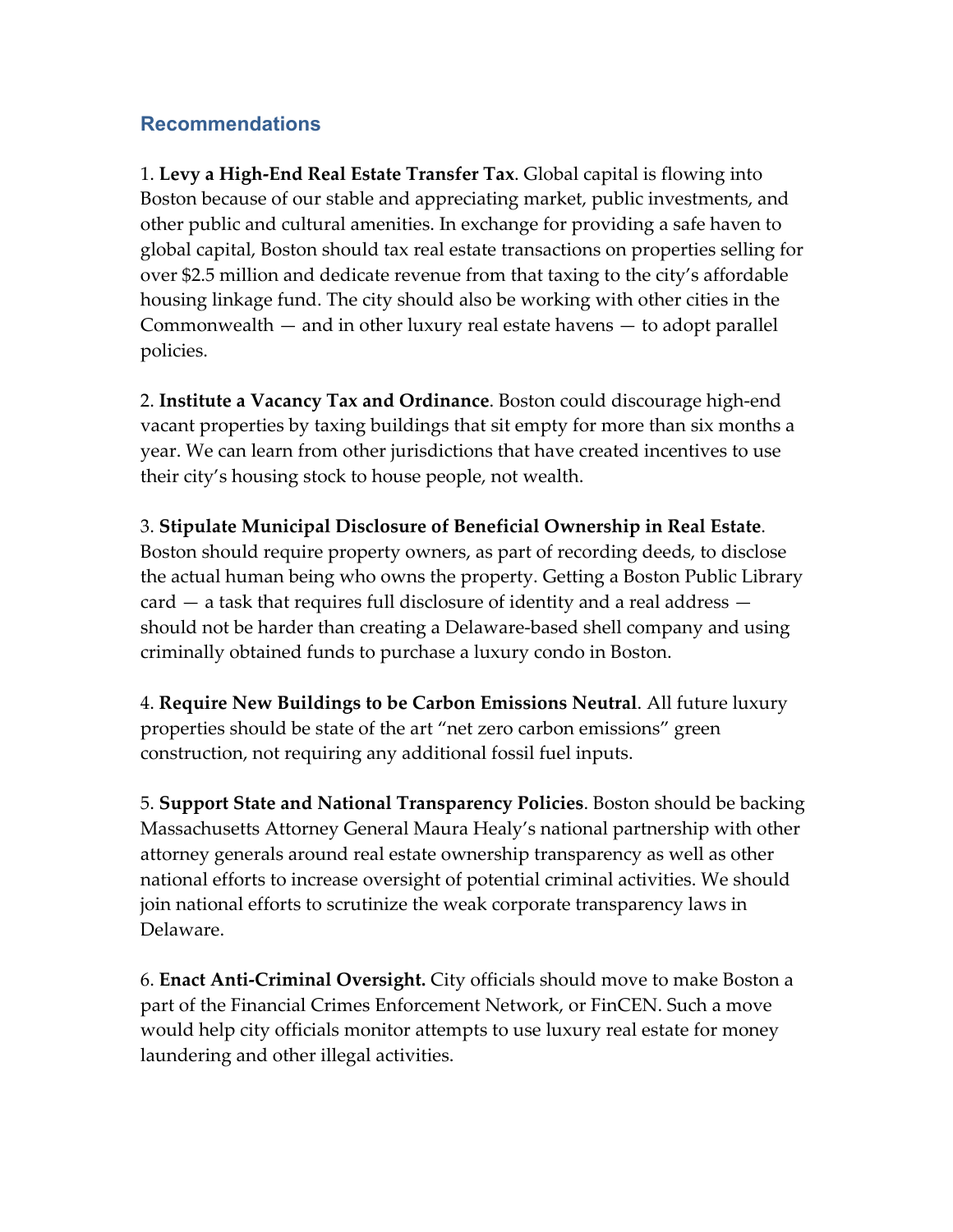## Recommendations

1. **Levy a High-End Real Estate Transfer Tax**. Global capital is flowing into Boston because of our stable and appreciating market, public investments, and other public and cultural amenities. In exchange for providing a safe haven to global capital, Boston should tax real estate transactions on properties selling for over $2.5 million and dedicate revenue from that taxing to the city's affordable housing linkage fund. The city should also be working with other cities in the Commonwealth — and in other luxury real estate havens — to adopt parallel policies.

2. **Institute a Vacancy Tax and Ordinance**. Boston could discourage high-end vacant properties by taxing buildings that sit empty for more than six months a year. We can learn from other jurisdictions that have created incentives to use their city's housing stock to house people, not wealth.

3. **Stipulate Municipal Disclosure of Beneficial Ownership in Real Estate**. Boston should require property owners, as part of recording deeds, to disclose the actual human being who owns the property. Getting a Boston Public Library card — a task that requires full disclosure of identity and a real address — should not be harder than creating a Delaware-based shell company and using criminally obtained funds to purchase a luxury condo in Boston.

4. **Require New Buildings to be Carbon Emissions Neutral**. All future luxury properties should be state of the art "net zero carbon emissions" green construction, not requiring any additional fossil fuel inputs.

5. **Support State and National Transparency Policies**. Boston should be backing Massachusetts Attorney General Maura Healy's national partnership with other attorney generals around real estate ownership transparency as well as other national efforts to increase oversight of potential criminal activities. We should join national efforts to scrutinize the weak corporate transparency laws in Delaware.

6. **Enact Anti-Criminal Oversight.** City officials should move to make Boston a part of the Financial Crimes Enforcement Network, or FinCEN. Such a move would help city officials monitor attempts to use luxury real estate for money laundering and other illegal activities.